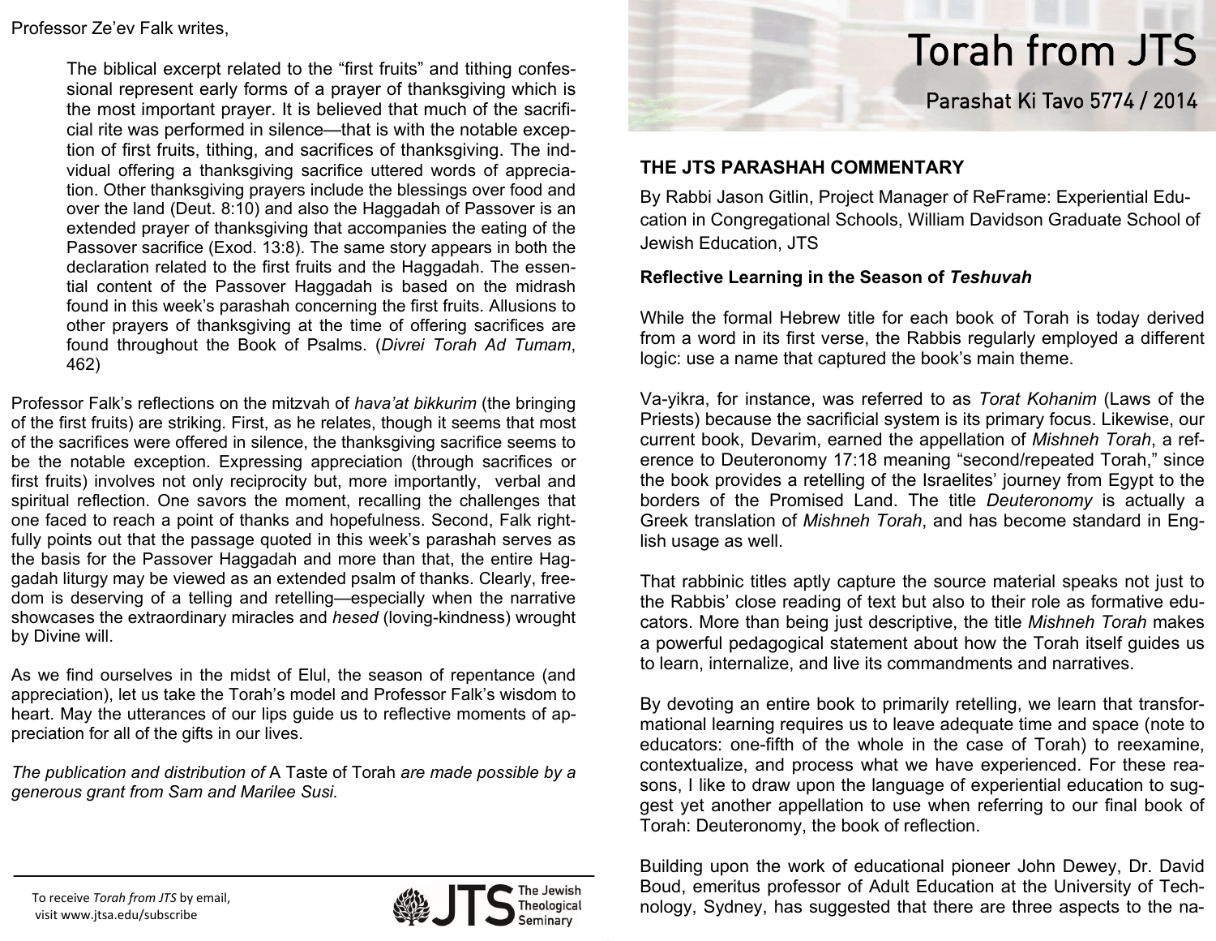# Torah from JTS

## Parashat Ki Tavo 5774 / 2014

### THE JTS PARASHAH COMMENTARY

By Rabbi Jason Gitlin, Project Manager of ReFrame: Experiential Education in Congregational Schools, William Davidson Graduate School of Jewish Education, JTS

**Reflective Learning in the Season of *Teshuvah***

While the formal Hebrew title for each book of Torah is today derived from a word in its first verse, the Rabbis regularly employed a different logic: use a name that captured the book's main theme.

Va-yikra, for instance, was referred to as *Torat Kohanim* (Laws of the Priests) because the sacrificial system is its primary focus. Likewise, our current book, Devarim, earned the appellation of *Mishneh Torah*, a reference to Deuteronomy 17:18 meaning "second/repeated Torah," since the book provides a retelling of the Israelites' journey from Egypt to the borders of the Promised Land. The title *Deuteronomy* is actually a Greek translation of *Mishneh Torah*, and has become standard in English usage as well.

That rabbinic titles aptly capture the source material speaks not just to the Rabbis' close reading of text but also to their role as formative educators. More than being just descriptive, the title *Mishneh Torah* makes a powerful pedagogical statement about how the Torah itself guides us to learn, internalize, and live its commandments and narratives.

By devoting an entire book to primarily retelling, we learn that transformational learning requires us to leave adequate time and space (note to educators: one-fifth of the whole in the case of Torah) to reexamine, contextualize, and process what we have experienced. For these reasons, I like to draw upon the language of experiential education to suggest yet another appellation to use when referring to our final book of Torah: Deuteronomy, the book of reflection.

Building upon the work of educational pioneer John Dewey, Dr. David Boud, emeritus professor of Adult Education at the University of Technology, Sydney, has suggested that there are three aspects to the na-

---

Professor Ze'ev Falk writes,

> The biblical excerpt related to the "first fruits" and tithing confessional represent early forms of a prayer of thanksgiving which is the most important prayer. It is believed that much of the sacrificial rite was performed in silence—that is with the notable exception of first fruits, tithing, and sacrifices of thanksgiving. The individual offering a thanksgiving sacrifice uttered words of appreciation. Other thanksgiving prayers include the blessings over food and over the land (Deut. 8:10) and also the Haggadah of Passover is an extended prayer of thanksgiving that accompanies the eating of the Passover sacrifice (Exod. 13:8). The same story appears in both the declaration related to the first fruits and the Haggadah. The essential content of the Passover Haggadah is based on the midrash found in this week's parashah concerning the first fruits. Allusions to other prayers of thanksgiving at the time of offering sacrifices are found throughout the Book of Psalms. (*Divrei Torah Ad Tumam*, 462)

Professor Falk's reflections on the mitzvah of *hava'at bikkurim* (the bringing of the first fruits) are striking. First, as he relates, though it seems that most of the sacrifices were offered in silence, the thanksgiving sacrifice seems to be the notable exception. Expressing appreciation (through sacrifices or first fruits) involves not only reciprocity but, more importantly, verbal and spiritual reflection. One savors the moment, recalling the challenges that one faced to reach a point of thanks and hopefulness. Second, Falk rightfully points out that the passage quoted in this week's parashah serves as the basis for the Passover Haggadah and more than that, the entire Haggadah liturgy may be viewed as an extended psalm of thanks. Clearly, freedom is deserving of a telling and retelling—especially when the narrative showcases the extraordinary miracles and *hesed* (loving-kindness) wrought by Divine will.

As we find ourselves in the midst of Elul, the season of repentance (and appreciation), let us take the Torah's model and Professor Falk's wisdom to heart. May the utterances of our lips guide us to reflective moments of appreciation for all of the gifts in our lives.

*The publication and distribution of* A Taste of Torah *are made possible by a generous grant from Sam and Marilee Susi.*

To receive *Torah from JTS* by email, visit www.jtsa.edu/subscribe

JTS The Jewish Theological Seminary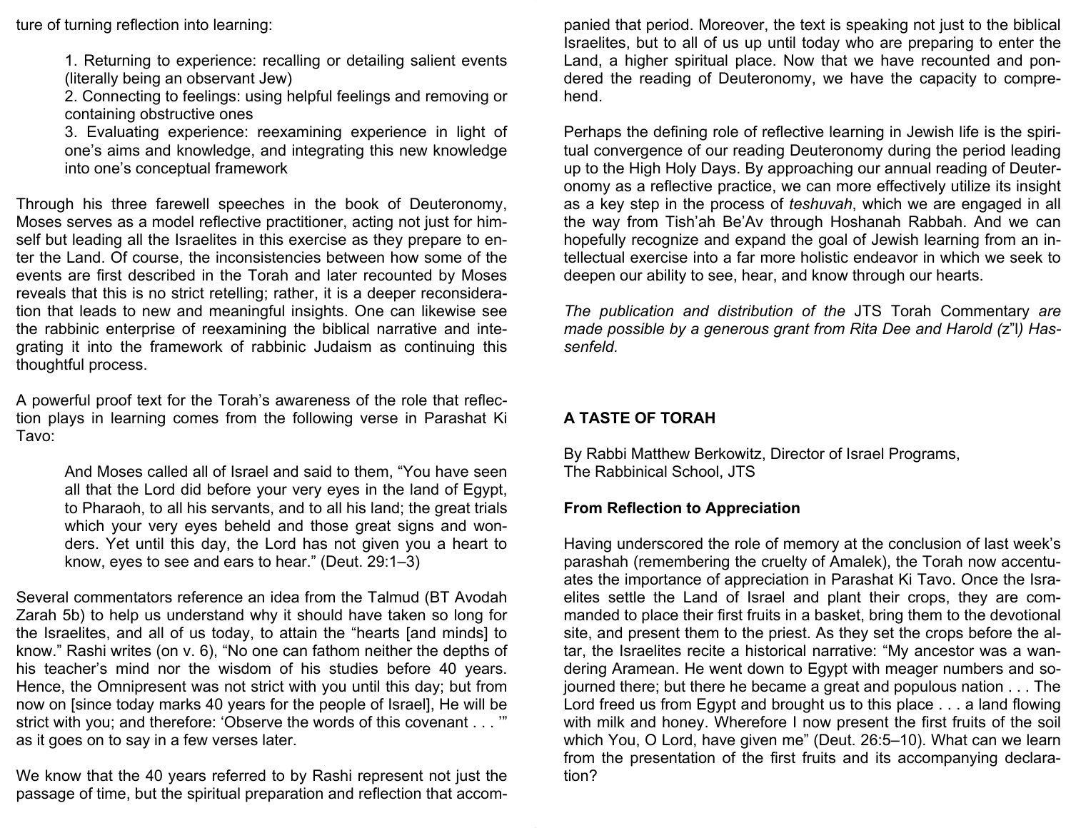ture of turning reflection into learning:

> 1. Returning to experience: recalling or detailing salient events (literally being an observant Jew)
> 2. Connecting to feelings: using helpful feelings and removing or containing obstructive ones
> 3. Evaluating experience: reexamining experience in light of one's aims and knowledge, and integrating this new knowledge into one's conceptual framework

Through his three farewell speeches in the book of Deuteronomy, Moses serves as a model reflective practitioner, acting not just for himself but leading all the Israelites in this exercise as they prepare to enter the Land. Of course, the inconsistencies between how some of the events are first described in the Torah and later recounted by Moses reveals that this is no strict retelling; rather, it is a deeper reconsideration that leads to new and meaningful insights. One can likewise see the rabbinic enterprise of reexamining the biblical narrative and integrating it into the framework of rabbinic Judaism as continuing this thoughtful process.

A powerful proof text for the Torah's awareness of the role that reflection plays in learning comes from the following verse in Parashat Ki Tavo:

> And Moses called all of Israel and said to them, "You have seen all that the Lord did before your very eyes in the land of Egypt, to Pharaoh, to all his servants, and to all his land; the great trials which your very eyes beheld and those great signs and wonders. Yet until this day, the Lord has not given you a heart to know, eyes to see and ears to hear." (Deut. 29:1–3)

Several commentators reference an idea from the Talmud (BT Avodah Zarah 5b) to help us understand why it should have taken so long for the Israelites, and all of us today, to attain the "hearts [and minds] to know." Rashi writes (on v. 6), "No one can fathom neither the depths of his teacher's mind nor the wisdom of his studies before 40 years. Hence, the Omnipresent was not strict with you until this day; but from now on [since today marks 40 years for the people of Israel], He will be strict with you; and therefore: 'Observe the words of this covenant . . . '" as it goes on to say in a few verses later.

We know that the 40 years referred to by Rashi represent not just the passage of time, but the spiritual preparation and reflection that accompanied that period. Moreover, the text is speaking not just to the biblical Israelites, but to all of us up until today who are preparing to enter the Land, a higher spiritual place. Now that we have recounted and pondered the reading of Deuteronomy, we have the capacity to comprehend.

Perhaps the defining role of reflective learning in Jewish life is the spiritual convergence of our reading Deuteronomy during the period leading up to the High Holy Days. By approaching our annual reading of Deuteronomy as a reflective practice, we can more effectively utilize its insight as a key step in the process of *teshuvah*, which we are engaged in all the way from Tish'ah Be'Av through Hoshanah Rabbah. And we can hopefully recognize and expand the goal of Jewish learning from an intellectual exercise into a far more holistic endeavor in which we seek to deepen our ability to see, hear, and know through our hearts.

*The publication and distribution of the* JTS Torah Commentary *are made possible by a generous grant from Rita Dee and Harold (z"l) Hassenfeld.*

## A TASTE OF TORAH

By Rabbi Matthew Berkowitz, Director of Israel Programs,
The Rabbinical School, JTS

### From Reflection to Appreciation

Having underscored the role of memory at the conclusion of last week's parashah (remembering the cruelty of Amalek), the Torah now accentuates the importance of appreciation in Parashat Ki Tavo. Once the Israelites settle the Land of Israel and plant their crops, they are commanded to place their first fruits in a basket, bring them to the devotional site, and present them to the priest. As they set the crops before the altar, the Israelites recite a historical narrative: "My ancestor was a wandering Aramean. He went down to Egypt with meager numbers and sojourned there; but there he became a great and populous nation . . . The Lord freed us from Egypt and brought us to this place . . . a land flowing with milk and honey. Wherefore I now present the first fruits of the soil which You, O Lord, have given me" (Deut. 26:5–10). What can we learn from the presentation of the first fruits and its accompanying declaration?